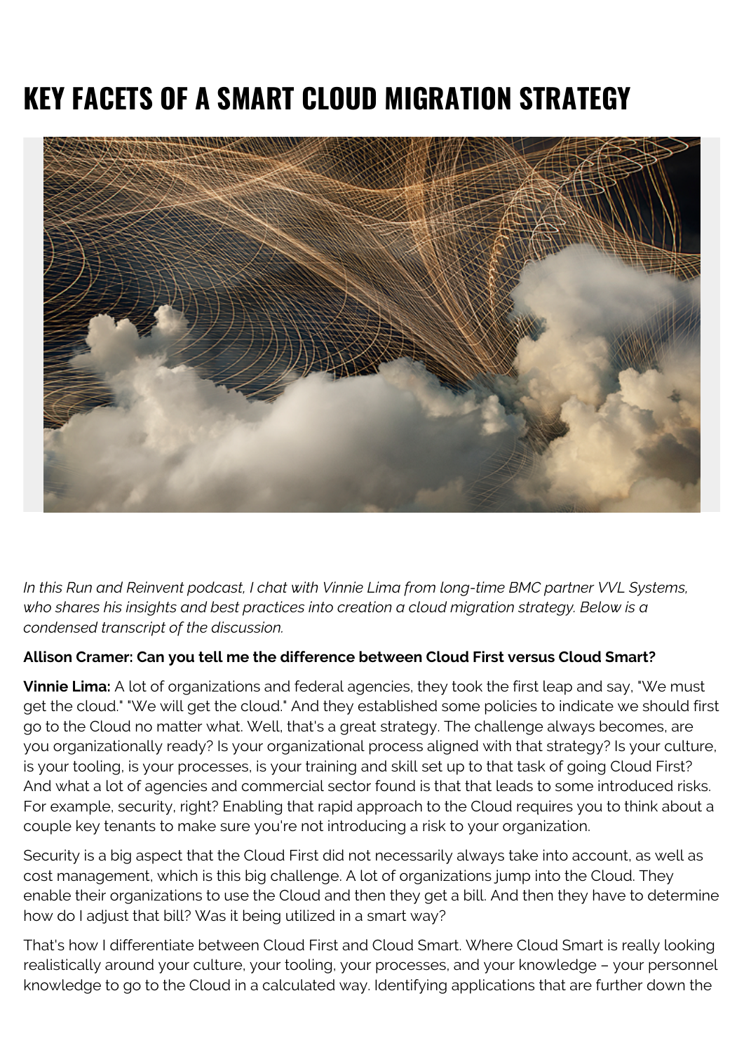# KEY FACETS OF A SMART CLOUD MIGRATION STRATEGY

*In this Run and Reinvent podcast, I chat with Vinnie Lima from long-time BMC partner VVL Systems, who shares his insights and best practices into creation a cloud migration strategy. Below is a condensed transcript of the discussion.*

**Allison Cramer: Can you tell me the difference between Cloud First versus Cloud Smart?**

**Vinnie Lima:** A lot of organizations and federal agencies, they took the first leap and say, "We must get the cloud." "We will get the cloud." And they established some policies to indicate we should first go to the Cloud no matter what. Well, that's a great strategy. The challenge always becomes, are you organizationally ready? Is your organizational process aligned with that strategy? Is your culture, is your tooling, is your processes, is your training and skill set up to that task of going Cloud First? And what a lot of agencies and commercial sector found is that that leads to some introduced risks. For example, security, right? Enabling that rapid approach to the Cloud requires you to think about a couple key tenants to make sure you're not introducing a risk to your organization.

Security is a big aspect that the Cloud First did not necessarily always take into account, as well as cost management, which is this big challenge. A lot of organizations jump into the Cloud. They enable their organizations to use the Cloud and then they get a bill. And then they have to determine how do I adjust that bill? Was it being utilized in a smart way?

That's how I differentiate between Cloud First and Cloud Smart. Where Cloud Smart is really looking realistically around your culture, your tooling, your processes, and your knowledge – your personnel knowledge to go to the Cloud in a calculated way. Identifying applications that are further down the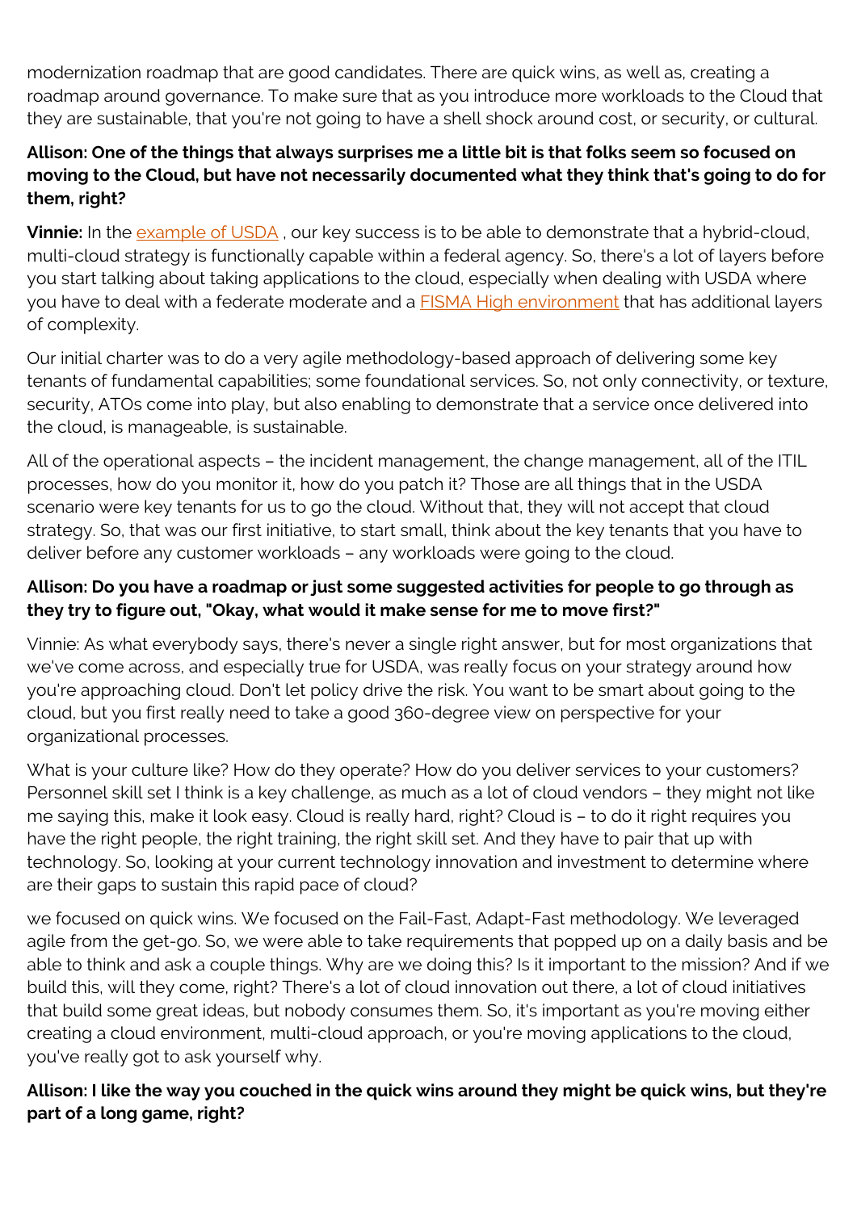modernization roadmap that are good candidates. There are quick wins, as well as, creating a roadmap around governance. To make sure that as you introduce more workloads to the Cloud that they are sustainable, that you're not going to have a shell shock around cost, or security, or cultural.

**Allison: One of the things that always surprises me a little bit is that folks seem so focused on moving to the Cloud, but have not necessarily documented what they think that's going to do for them, right?**

**Vinnie:** In the [example of USDA](), our key success is to be able to demonstrate that a hybrid-cloud, multi-cloud strategy is functionally capable within a federal agency. So, there's a lot of layers before you start talking about taking applications to the cloud, especially when dealing with USDA where you have to deal with a federate moderate and a [FISMA High environment]() that has additional layers of complexity.

Our initial charter was to do a very agile methodology-based approach of delivering some key tenants of fundamental capabilities; some foundational services. So, not only connectivity, or texture, security, ATOs come into play, but also enabling to demonstrate that a service once delivered into the cloud, is manageable, is sustainable.

All of the operational aspects – the incident management, the change management, all of the ITIL processes, how do you monitor it, how do you patch it? Those are all things that in the USDA scenario were key tenants for us to go the cloud. Without that, they will not accept that cloud strategy. So, that was our first initiative, to start small, think about the key tenants that you have to deliver before any customer workloads – any workloads were going to the cloud.

**Allison: Do you have a roadmap or just some suggested activities for people to go through as they try to figure out, "Okay, what would it make sense for me to move first?"**

Vinnie: As what everybody says, there's never a single right answer, but for most organizations that we've come across, and especially true for USDA, was really focus on your strategy around how you're approaching cloud. Don't let policy drive the risk. You want to be smart about going to the cloud, but you first really need to take a good 360-degree view on perspective for your organizational processes.

What is your culture like? How do they operate? How do you deliver services to your customers? Personnel skill set I think is a key challenge, as much as a lot of cloud vendors – they might not like me saying this, make it look easy. Cloud is really hard, right? Cloud is – to do it right requires you have the right people, the right training, the right skill set. And they have to pair that up with technology. So, looking at your current technology innovation and investment to determine where are their gaps to sustain this rapid pace of cloud?

we focused on quick wins. We focused on the Fail-Fast, Adapt-Fast methodology. We leveraged agile from the get-go. So, we were able to take requirements that popped up on a daily basis and be able to think and ask a couple things. Why are we doing this? Is it important to the mission? And if we build this, will they come, right? There's a lot of cloud innovation out there, a lot of cloud initiatives that build some great ideas, but nobody consumes them. So, it's important as you're moving either creating a cloud environment, multi-cloud approach, or you're moving applications to the cloud, you've really got to ask yourself why.

**Allison: I like the way you couched in the quick wins around they might be quick wins, but they're part of a long game, right?**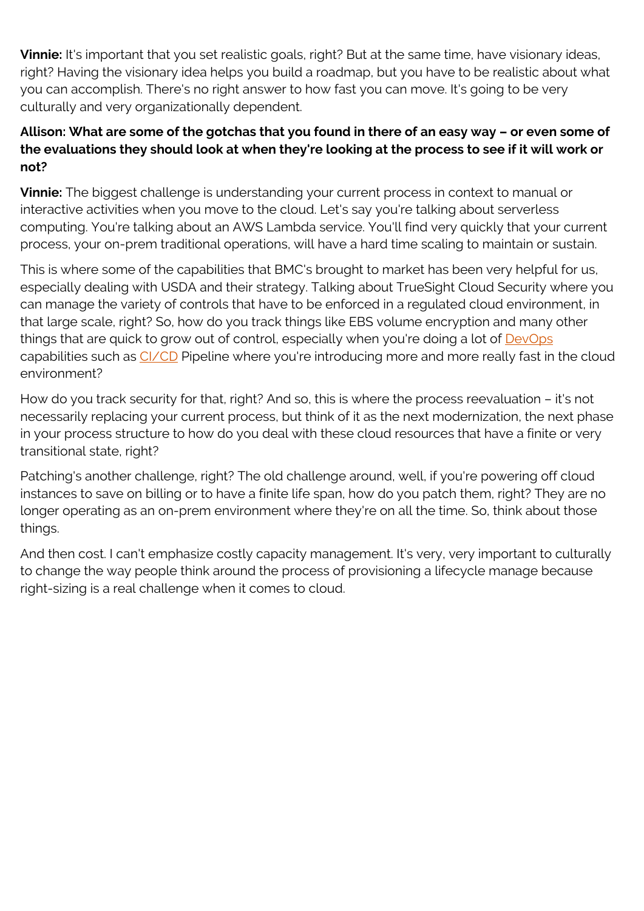**Vinnie:** It's important that you set realistic goals, right? But at the same time, have visionary ideas, right? Having the visionary idea helps you build a roadmap, but you have to be realistic about what you can accomplish. There's no right answer to how fast you can move. It's going to be very culturally and very organizationally dependent.

**Allison: What are some of the gotchas that you found in there of an easy way – or even some of the evaluations they should look at when they're looking at the process to see if it will work or not?**

**Vinnie:** The biggest challenge is understanding your current process in context to manual or interactive activities when you move to the cloud. Let's say you're talking about serverless computing. You're talking about an AWS Lambda service. You'll find very quickly that your current process, your on-prem traditional operations, will have a hard time scaling to maintain or sustain.

This is where some of the capabilities that BMC's brought to market has been very helpful for us, especially dealing with USDA and their strategy. Talking about TrueSight Cloud Security where you can manage the variety of controls that have to be enforced in a regulated cloud environment, in that large scale, right? So, how do you track things like EBS volume encryption and many other things that are quick to grow out of control, especially when you're doing a lot of DevOps capabilities such as CI/CD Pipeline where you're introducing more and more really fast in the cloud environment?

How do you track security for that, right? And so, this is where the process reevaluation – it's not necessarily replacing your current process, but think of it as the next modernization, the next phase in your process structure to how do you deal with these cloud resources that have a finite or very transitional state, right?

Patching's another challenge, right? The old challenge around, well, if you're powering off cloud instances to save on billing or to have a finite life span, how do you patch them, right? They are no longer operating as an on-prem environment where they're on all the time. So, think about those things.

And then cost. I can't emphasize costly capacity management. It's very, very important to culturally to change the way people think around the process of provisioning a lifecycle manage because right-sizing is a real challenge when it comes to cloud.